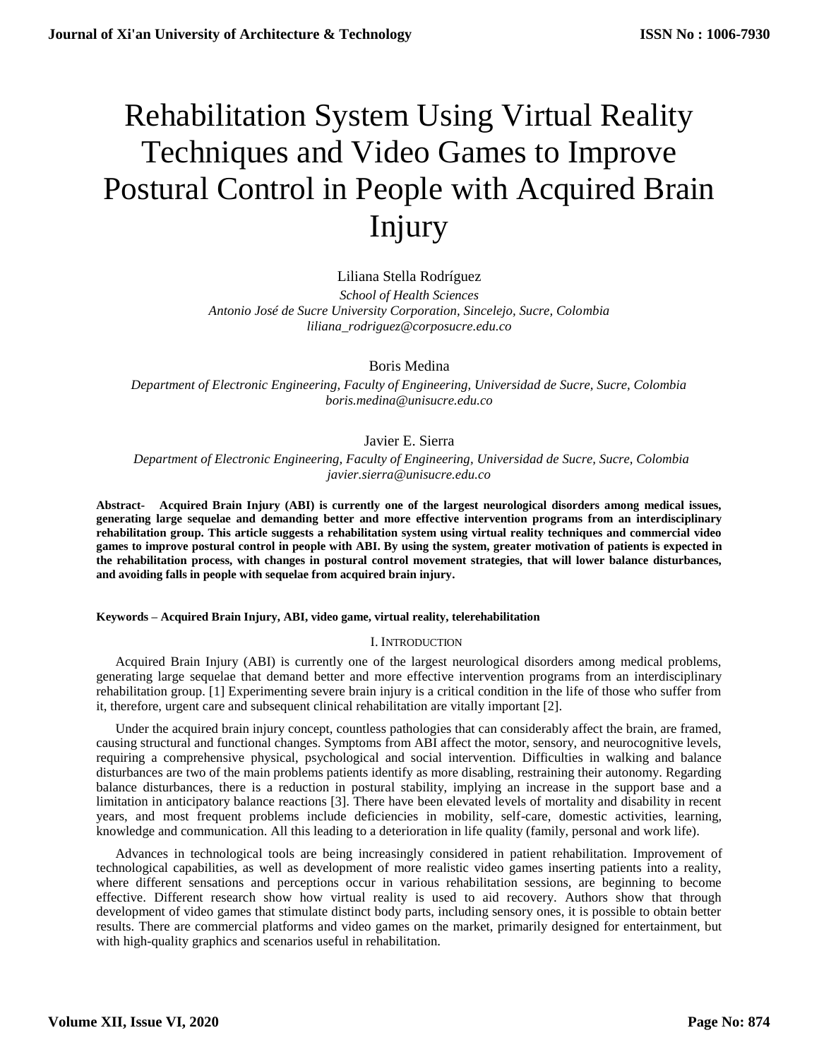# Rehabilitation System Using Virtual Reality Techniques and Video Games to Improve Postural Control in People with Acquired Brain Injury

Liliana Stella Rodríguez

*School of Health Sciences*
*Antonio José de Sucre University Corporation, Sincelejo, Sucre, Colombia*
*liliana_rodriguez@corposucre.edu.co*

Boris Medina

*Department of Electronic Engineering, Faculty of Engineering, Universidad de Sucre, Sucre, Colombia*
*boris.medina@unisucre.edu.co*

Javier E. Sierra

*Department of Electronic Engineering, Faculty of Engineering, Universidad de Sucre, Sucre, Colombia*
*javier.sierra@unisucre.edu.co*

**Abstract- Acquired Brain Injury (ABI) is currently one of the largest neurological disorders among medical issues, generating large sequelae and demanding better and more effective intervention programs from an interdisciplinary rehabilitation group. This article suggests a rehabilitation system using virtual reality techniques and commercial video games to improve postural control in people with ABI. By using the system, greater motivation of patients is expected in the rehabilitation process, with changes in postural control movement strategies, that will lower balance disturbances, and avoiding falls in people with sequelae from acquired brain injury.**

**Keywords – Acquired Brain Injury, ABI, video game, virtual reality, telerehabilitation**

## I. Introduction

Acquired Brain Injury (ABI) is currently one of the largest neurological disorders among medical problems, generating large sequelae that demand better and more effective intervention programs from an interdisciplinary rehabilitation group. [1] Experimenting severe brain injury is a critical condition in the life of those who suffer from it, therefore, urgent care and subsequent clinical rehabilitation are vitally important [2].

Under the acquired brain injury concept, countless pathologies that can considerably affect the brain, are framed, causing structural and functional changes. Symptoms from ABI affect the motor, sensory, and neurocognitive levels, requiring a comprehensive physical, psychological and social intervention. Difficulties in walking and balance disturbances are two of the main problems patients identify as more disabling, restraining their autonomy. Regarding balance disturbances, there is a reduction in postural stability, implying an increase in the support base and a limitation in anticipatory balance reactions [3]. There have been elevated levels of mortality and disability in recent years, and most frequent problems include deficiencies in mobility, self-care, domestic activities, learning, knowledge and communication. All this leading to a deterioration in life quality (family, personal and work life).

Advances in technological tools are being increasingly considered in patient rehabilitation. Improvement of technological capabilities, as well as development of more realistic video games inserting patients into a reality, where different sensations and perceptions occur in various rehabilitation sessions, are beginning to become effective. Different research show how virtual reality is used to aid recovery. Authors show that through development of video games that stimulate distinct body parts, including sensory ones, it is possible to obtain better results. There are commercial platforms and video games on the market, primarily designed for entertainment, but with high-quality graphics and scenarios useful in rehabilitation.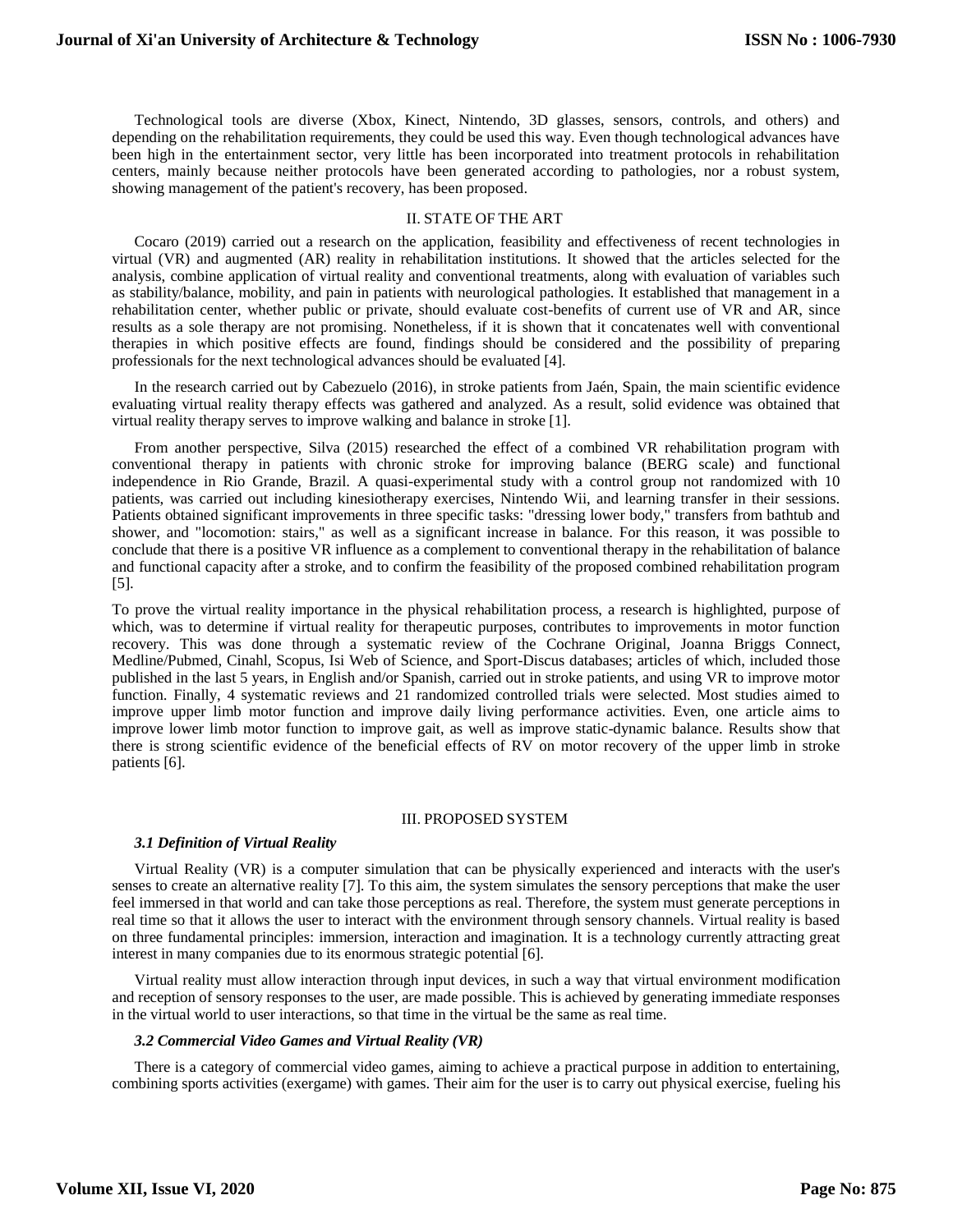Technological tools are diverse (Xbox, Kinect, Nintendo, 3D glasses, sensors, controls, and others) and depending on the rehabilitation requirements, they could be used this way. Even though technological advances have been high in the entertainment sector, very little has been incorporated into treatment protocols in rehabilitation centers, mainly because neither protocols have been generated according to pathologies, nor a robust system, showing management of the patient's recovery, has been proposed.

## II. STATE OF THE ART

Cocaro (2019) carried out a research on the application, feasibility and effectiveness of recent technologies in virtual (VR) and augmented (AR) reality in rehabilitation institutions. It showed that the articles selected for the analysis, combine application of virtual reality and conventional treatments, along with evaluation of variables such as stability/balance, mobility, and pain in patients with neurological pathologies. It established that management in a rehabilitation center, whether public or private, should evaluate cost-benefits of current use of VR and AR, since results as a sole therapy are not promising. Nonetheless, if it is shown that it concatenates well with conventional therapies in which positive effects are found, findings should be considered and the possibility of preparing professionals for the next technological advances should be evaluated [4].

In the research carried out by Cabezuelo (2016), in stroke patients from Jaén, Spain, the main scientific evidence evaluating virtual reality therapy effects was gathered and analyzed. As a result, solid evidence was obtained that virtual reality therapy serves to improve walking and balance in stroke [1].

From another perspective, Silva (2015) researched the effect of a combined VR rehabilitation program with conventional therapy in patients with chronic stroke for improving balance (BERG scale) and functional independence in Rio Grande, Brazil. A quasi-experimental study with a control group not randomized with 10 patients, was carried out including kinesiotherapy exercises, Nintendo Wii, and learning transfer in their sessions. Patients obtained significant improvements in three specific tasks: "dressing lower body," transfers from bathtub and shower, and "locomotion: stairs," as well as a significant increase in balance. For this reason, it was possible to conclude that there is a positive VR influence as a complement to conventional therapy in the rehabilitation of balance and functional capacity after a stroke, and to confirm the feasibility of the proposed combined rehabilitation program [5].

To prove the virtual reality importance in the physical rehabilitation process, a research is highlighted, purpose of which, was to determine if virtual reality for therapeutic purposes, contributes to improvements in motor function recovery. This was done through a systematic review of the Cochrane Original, Joanna Briggs Connect, Medline/Pubmed, Cinahl, Scopus, Isi Web of Science, and Sport-Discus databases; articles of which, included those published in the last 5 years, in English and/or Spanish, carried out in stroke patients, and using VR to improve motor function. Finally, 4 systematic reviews and 21 randomized controlled trials were selected. Most studies aimed to improve upper limb motor function and improve daily living performance activities. Even, one article aims to improve lower limb motor function to improve gait, as well as improve static-dynamic balance. Results show that there is strong scientific evidence of the beneficial effects of RV on motor recovery of the upper limb in stroke patients [6].

## III. PROPOSED SYSTEM

### *3.1 Definition of Virtual Reality*

Virtual Reality (VR) is a computer simulation that can be physically experienced and interacts with the user's senses to create an alternative reality [7]. To this aim, the system simulates the sensory perceptions that make the user feel immersed in that world and can take those perceptions as real. Therefore, the system must generate perceptions in real time so that it allows the user to interact with the environment through sensory channels. Virtual reality is based on three fundamental principles: immersion, interaction and imagination. It is a technology currently attracting great interest in many companies due to its enormous strategic potential [6].

Virtual reality must allow interaction through input devices, in such a way that virtual environment modification and reception of sensory responses to the user, are made possible. This is achieved by generating immediate responses in the virtual world to user interactions, so that time in the virtual be the same as real time.

### *3.2 Commercial Video Games and Virtual Reality (VR)*

There is a category of commercial video games, aiming to achieve a practical purpose in addition to entertaining, combining sports activities (exergame) with games. Their aim for the user is to carry out physical exercise, fueling his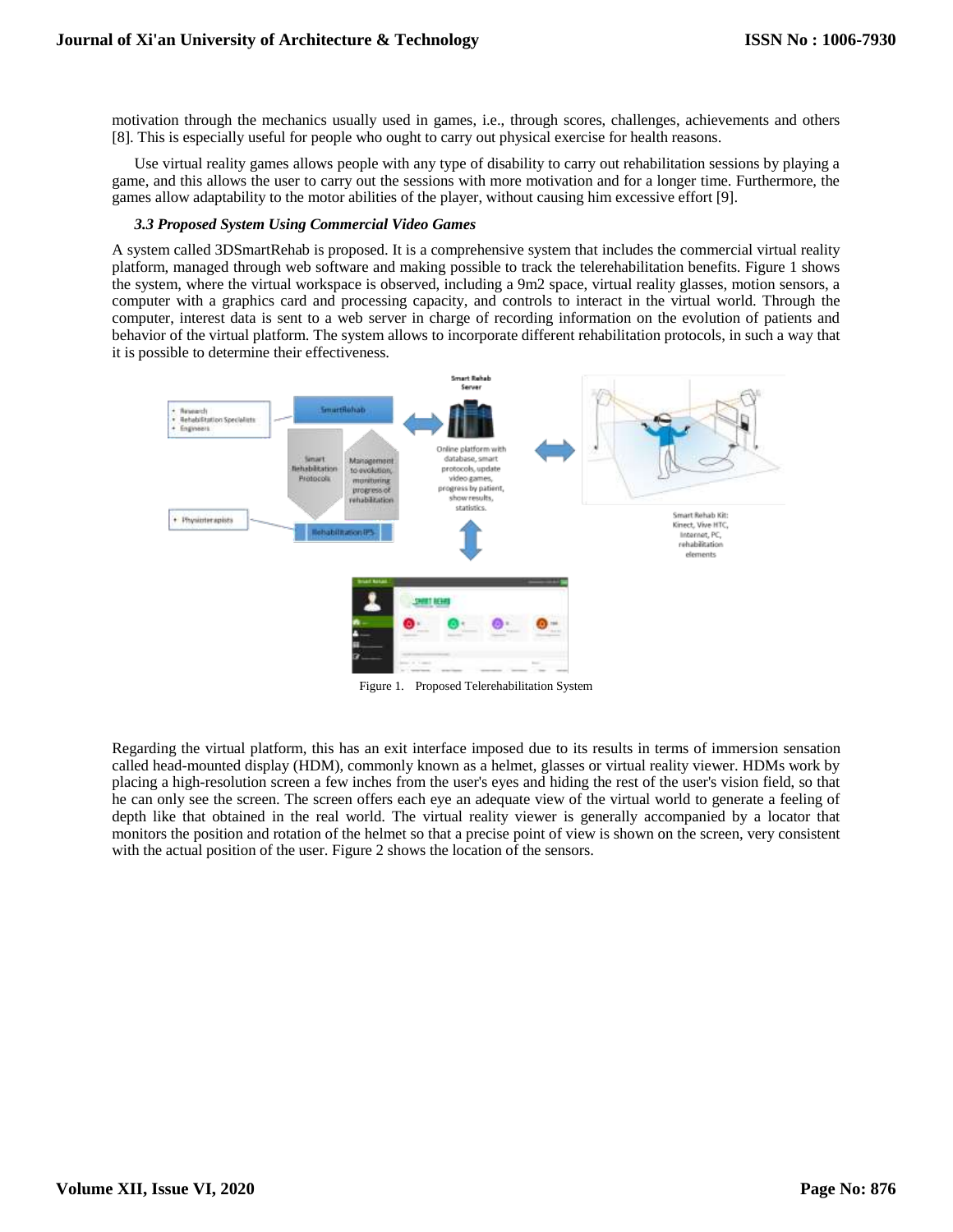motivation through the mechanics usually used in games, i.e., through scores, challenges, achievements and others [8]. This is especially useful for people who ought to carry out physical exercise for health reasons.

Use virtual reality games allows people with any type of disability to carry out rehabilitation sessions by playing a game, and this allows the user to carry out the sessions with more motivation and for a longer time. Furthermore, the games allow adaptability to the motor abilities of the player, without causing him excessive effort [9].

### *3.3 Proposed System Using Commercial Video Games*

A system called 3DSmartRehab is proposed. It is a comprehensive system that includes the commercial virtual reality platform, managed through web software and making possible to track the telerehabilitation benefits. Figure 1 shows the system, where the virtual workspace is observed, including a 9m2 space, virtual reality glasses, motion sensors, a computer with a graphics card and processing capacity, and controls to interact in the virtual world. Through the computer, interest data is sent to a web server in charge of recording information on the evolution of patients and behavior of the virtual platform. The system allows to incorporate different rehabilitation protocols, in such a way that it is possible to determine their effectiveness.

Figure 1. Proposed Telerehabilitation System

Regarding the virtual platform, this has an exit interface imposed due to its results in terms of immersion sensation called head-mounted display (HDM), commonly known as a helmet, glasses or virtual reality viewer. HDMs work by placing a high-resolution screen a few inches from the user's eyes and hiding the rest of the user's vision field, so that he can only see the screen. The screen offers each eye an adequate view of the virtual world to generate a feeling of depth like that obtained in the real world. The virtual reality viewer is generally accompanied by a locator that monitors the position and rotation of the helmet so that a precise point of view is shown on the screen, very consistent with the actual position of the user. Figure 2 shows the location of the sensors.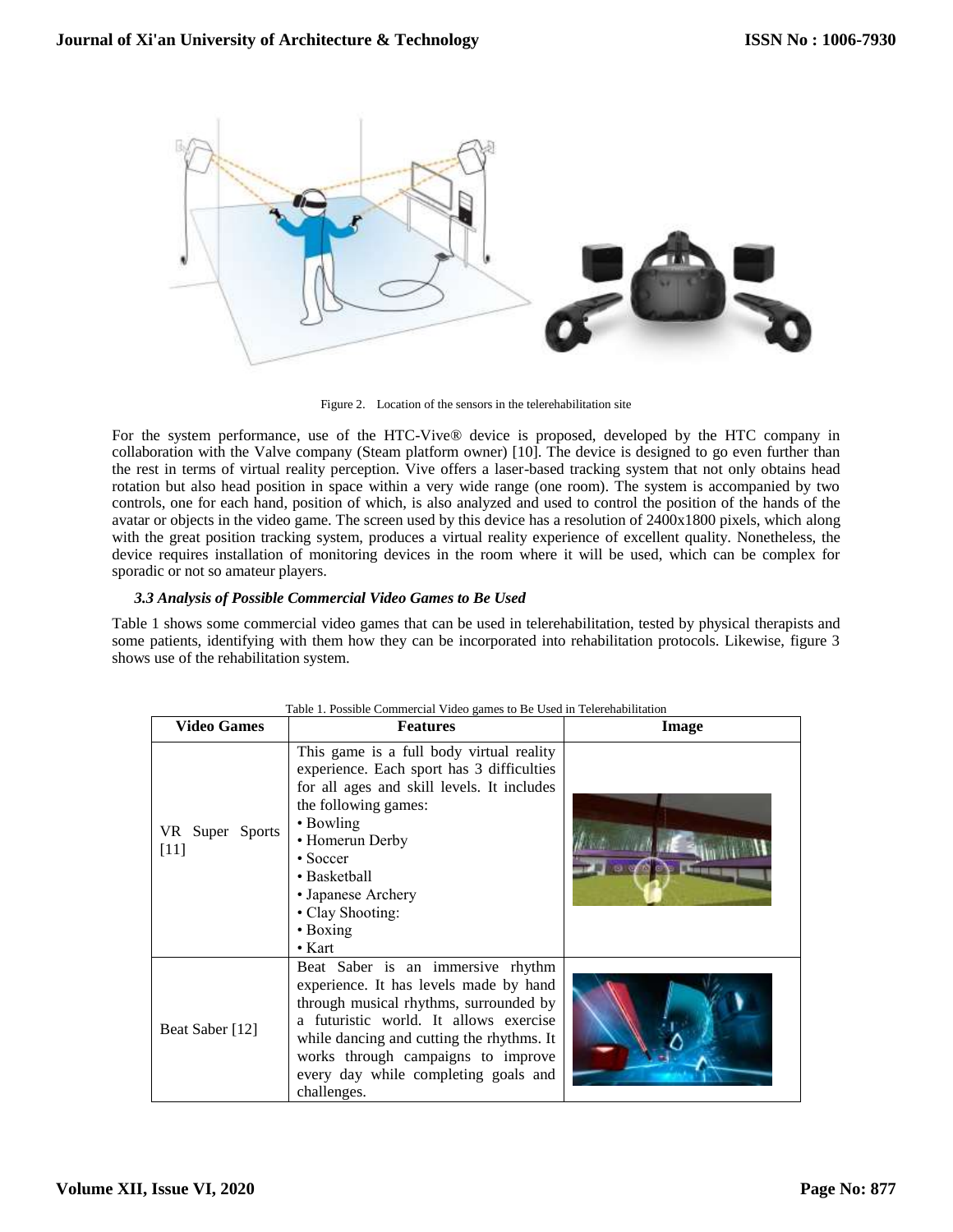Figure 2. Location of the sensors in the telerehabilitation site

For the system performance, use of the HTC-Vive® device is proposed, developed by the HTC company in collaboration with the Valve company (Steam platform owner) [10]. The device is designed to go even further than the rest in terms of virtual reality perception. Vive offers a laser-based tracking system that not only obtains head rotation but also head position in space within a very wide range (one room). The system is accompanied by two controls, one for each hand, position of which, is also analyzed and used to control the position of the hands of the avatar or objects in the video game. The screen used by this device has a resolution of 2400x1800 pixels, which along with the great position tracking system, produces a virtual reality experience of excellent quality. Nonetheless, the device requires installation of monitoring devices in the room where it will be used, which can be complex for sporadic or not so amateur players.

### *3.3 Analysis of Possible Commercial Video Games to Be Used*

Table 1 shows some commercial video games that can be used in telerehabilitation, tested by physical therapists and some patients, identifying with them how they can be incorporated into rehabilitation protocols. Likewise, figure 3 shows use of the rehabilitation system.

Table 1. Possible Commercial Video games to Be Used in Telerehabilitation

| Video Games | Features | Image |
| --- | --- | --- |
| VR Super Sports [11] | This game is a full body virtual reality experience. Each sport has 3 difficulties for all ages and skill levels. It includes the following games: • Bowling • Homerun Derby • Soccer • Basketball • Japanese Archery • Clay Shooting: • Boxing • Kart | |
| Beat Saber [12] | Beat Saber is an immersive rhythm experience. It has levels made by hand through musical rhythms, surrounded by a futuristic world. It allows exercise while dancing and cutting the rhythms. It works through campaigns to improve every day while completing goals and challenges. | |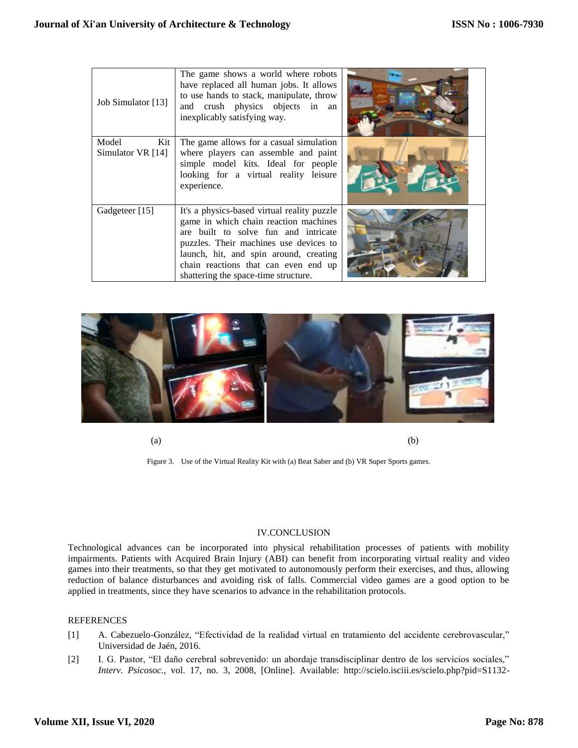| Job Simulator [13] | The game shows a world where robots have replaced all human jobs. It allows to use hands to stack, manipulate, throw and crush physics objects in an inexplicably satisfying way. | |
|---|---|---|
| Model Kit Simulator VR [14] | The game allows for a casual simulation where players can assemble and paint simple model kits. Ideal for people looking for a virtual reality leisure experience. | |
| Gadgeteer [15] | It's a physics-based virtual reality puzzle game in which chain reaction machines are built to solve fun and intricate puzzles. Their machines use devices to launch, hit, and spin around, creating chain reactions that can even end up shattering the space-time structure. | |

(a) (b)

Figure 3. Use of the Virtual Reality Kit with (a) Beat Saber and (b) VR Super Sports games.

## IV.CONCLUSION

Technological advances can be incorporated into physical rehabilitation processes of patients with mobility impairments. Patients with Acquired Brain Injury (ABI) can benefit from incorporating virtual reality and video games into their treatments, so that they get motivated to autonomously perform their exercises, and thus, allowing reduction of balance disturbances and avoiding risk of falls. Commercial video games are a good option to be applied in treatments, since they have scenarios to advance in the rehabilitation protocols.

## REFERENCES

[1] A. Cabezuelo-González, "Efectividad de la realidad virtual en tratamiento del accidente cerebrovascular," Universidad de Jaén, 2016.

[2] I. G. Pastor, "El daño cerebral sobrevenido: un abordaje transdisciplinar dentro de los servicios sociales," *Interv. Psicosoc.*, vol. 17, no. 3, 2008, [Online]. Available: http://scielo.isciii.es/scielo.php?pid=S1132-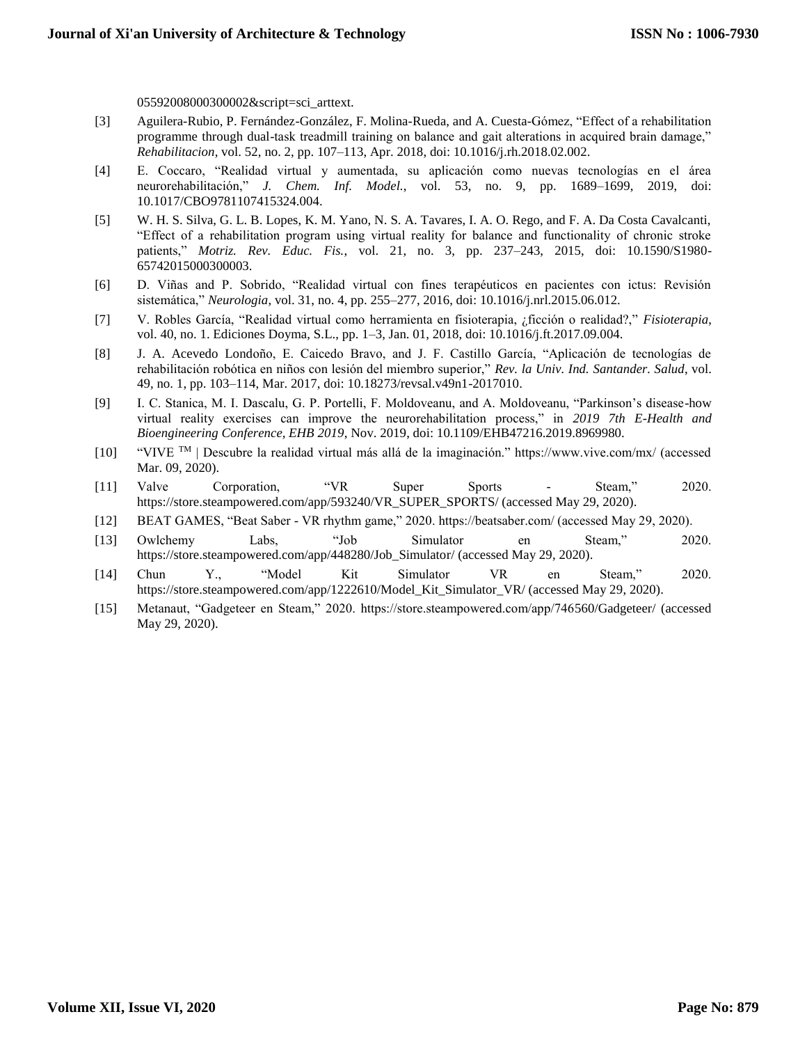05592008000300002&script=sci_arttext.

[3] Aguilera-Rubio, P. Fernández-González, F. Molina-Rueda, and A. Cuesta-Gómez, "Effect of a rehabilitation programme through dual-task treadmill training on balance and gait alterations in acquired brain damage," *Rehabilitacion*, vol. 52, no. 2, pp. 107–113, Apr. 2018, doi: 10.1016/j.rh.2018.02.002.

[4] E. Coccaro, "Realidad virtual y aumentada, su aplicación como nuevas tecnologías en el área neurorehabilitación," *J. Chem. Inf. Model.*, vol. 53, no. 9, pp. 1689–1699, 2019, doi: 10.1017/CBO9781107415324.004.

[5] W. H. S. Silva, G. L. B. Lopes, K. M. Yano, N. S. A. Tavares, I. A. O. Rego, and F. A. Da Costa Cavalcanti, "Effect of a rehabilitation program using virtual reality for balance and functionality of chronic stroke patients," *Motriz. Rev. Educ. Fis.*, vol. 21, no. 3, pp. 237–243, 2015, doi: 10.1590/S1980-65742015000300003.

[6] D. Viñas and P. Sobrido, "Realidad virtual con fines terapéuticos en pacientes con ictus: Revisión sistemática," *Neurologia*, vol. 31, no. 4, pp. 255–277, 2016, doi: 10.1016/j.nrl.2015.06.012.

[7] V. Robles García, "Realidad virtual como herramienta en fisioterapia, ¿ficción o realidad?," *Fisioterapia*, vol. 40, no. 1. Ediciones Doyma, S.L., pp. 1–3, Jan. 01, 2018, doi: 10.1016/j.ft.2017.09.004.

[8] J. A. Acevedo Londoño, E. Caicedo Bravo, and J. F. Castillo García, "Aplicación de tecnologías de rehabilitación robótica en niños con lesión del miembro superior," *Rev. la Univ. Ind. Santander. Salud*, vol. 49, no. 1, pp. 103–114, Mar. 2017, doi: 10.18273/revsal.v49n1-2017010.

[9] I. C. Stanica, M. I. Dascalu, G. P. Portelli, F. Moldoveanu, and A. Moldoveanu, "Parkinson's disease-how virtual reality exercises can improve the neurorehabilitation process," in *2019 7th E-Health and Bioengineering Conference, EHB 2019*, Nov. 2019, doi: 10.1109/EHB47216.2019.8969980.

[10] "VIVE ™ | Descubre la realidad virtual más allá de la imaginación." https://www.vive.com/mx/ (accessed Mar. 09, 2020).

[11] Valve Corporation, "VR Super Sports - Steam," 2020. https://store.steampowered.com/app/593240/VR_SUPER_SPORTS/ (accessed May 29, 2020).

[12] BEAT GAMES, "Beat Saber - VR rhythm game," 2020. https://beatsaber.com/ (accessed May 29, 2020).

[13] Owlchemy Labs, "Job Simulator en Steam," 2020. https://store.steampowered.com/app/448280/Job_Simulator/ (accessed May 29, 2020).

[14] Chun Y., "Model Kit Simulator VR en Steam," 2020. https://store.steampowered.com/app/1222610/Model_Kit_Simulator_VR/ (accessed May 29, 2020).

[15] Metanaut, "Gadgeteer en Steam," 2020. https://store.steampowered.com/app/746560/Gadgeteer/ (accessed May 29, 2020).